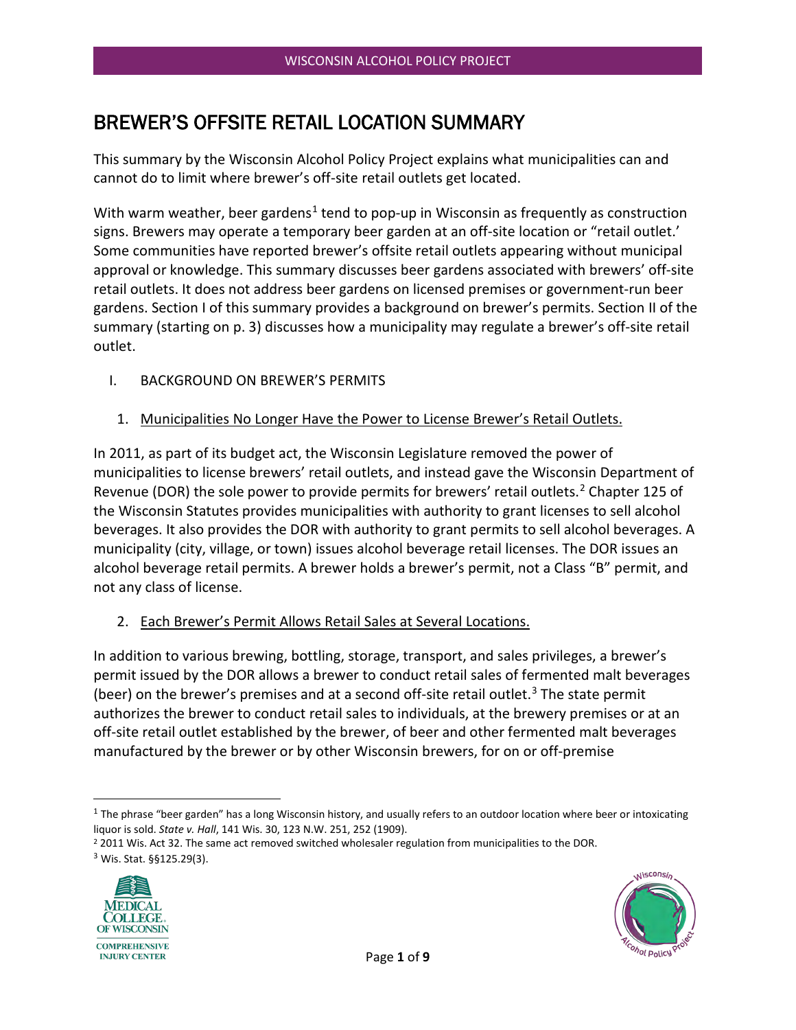# BREWER'S OFFSITE RETAIL LOCATION SUMMARY

This summary by the Wisconsin Alcohol Policy Project explains what municipalities can and cannot do to limit where brewer's off-site retail outlets get located.

With warm weather, beer gardens[1] tend to pop-up in Wisconsin as frequently as construction signs. Brewers may operate a temporary beer garden at an off-site location or "retail outlet.' Some communities have reported brewer's offsite retail outlets appearing without municipal approval or knowledge. This summary discusses beer gardens associated with brewers' off-site retail outlets. It does not address beer gardens on licensed premises or government-run beer gardens. Section I of this summary provides a background on brewer's permits. Section II of the summary (starting on p. 3) discusses how a municipality may regulate a brewer's off-site retail outlet.

I. BACKGROUND ON BREWER'S PERMITS

1. Municipalities No Longer Have the Power to License Brewer's Retail Outlets.

In 2011, as part of its budget act, the Wisconsin Legislature removed the power of municipalities to license brewers' retail outlets, and instead gave the Wisconsin Department of Revenue (DOR) the sole power to provide permits for brewers' retail outlets.[2] Chapter 125 of the Wisconsin Statutes provides municipalities with authority to grant licenses to sell alcohol beverages. It also provides the DOR with authority to grant permits to sell alcohol beverages. A municipality (city, village, or town) issues alcohol beverage retail licenses. The DOR issues an alcohol beverage retail permits. A brewer holds a brewer's permit, not a Class "B" permit, and not any class of license.

2. Each Brewer's Permit Allows Retail Sales at Several Locations.

In addition to various brewing, bottling, storage, transport, and sales privileges, a brewer's permit issued by the DOR allows a brewer to conduct retail sales of fermented malt beverages (beer) on the brewer's premises and at a second off-site retail outlet.[3] The state permit authorizes the brewer to conduct retail sales to individuals, at the brewery premises or at an off-site retail outlet established by the brewer, of beer and other fermented malt beverages manufactured by the brewer or by other Wisconsin brewers, for on or off-premise

[1] The phrase "beer garden" has a long Wisconsin history, and usually refers to an outdoor location where beer or intoxicating liquor is sold. *State v. Hall*, 141 Wis. 30, 123 N.W. 251, 252 (1909).

[2] 2011 Wis. Act 32. The same act removed switched wholesaler regulation from municipalities to the DOR.

[3] Wis. Stat. §§125.29(3).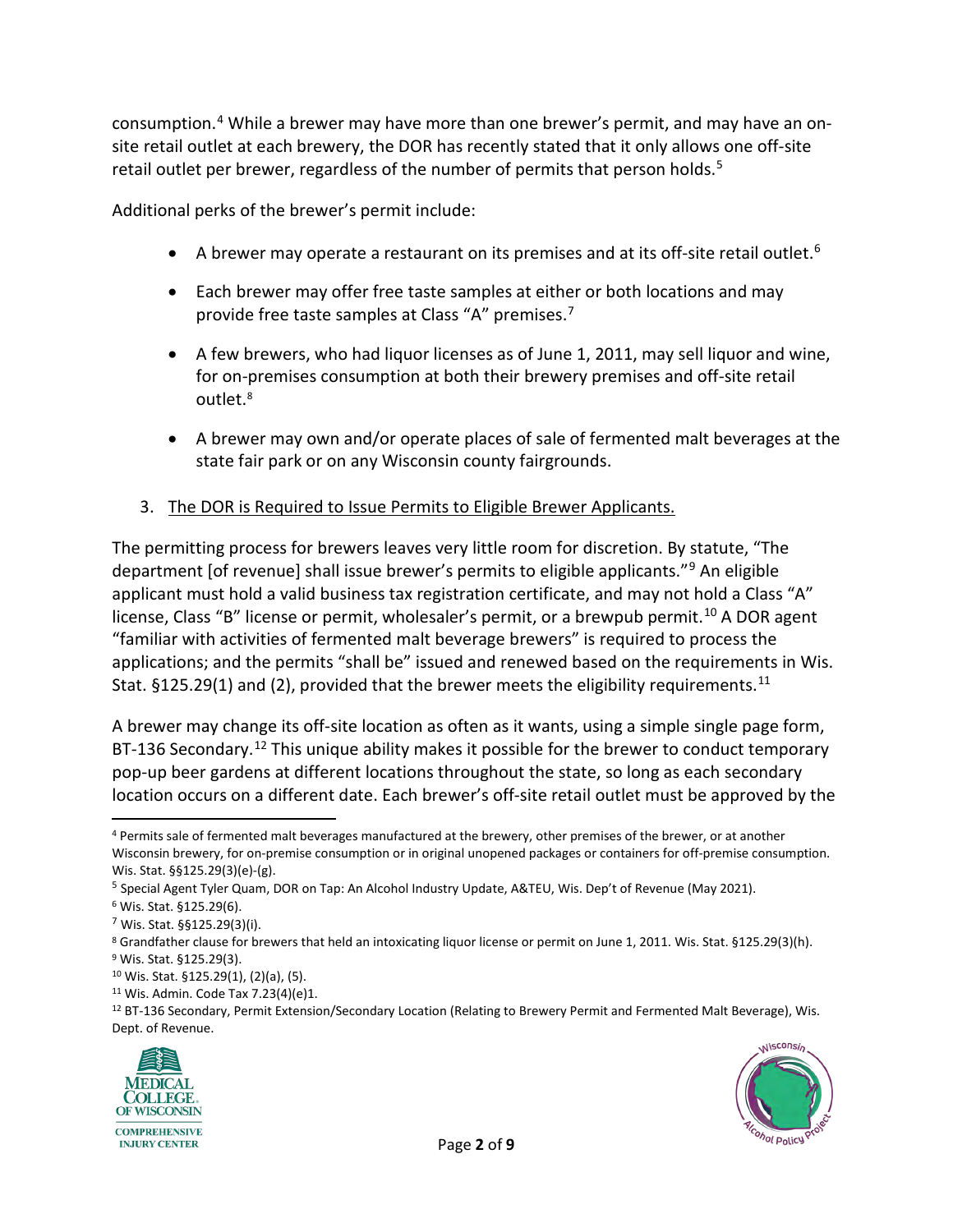consumption.[4] While a brewer may have more than one brewer's permit, and may have an on-site retail outlet at each brewery, the DOR has recently stated that it only allows one off-site retail outlet per brewer, regardless of the number of permits that person holds.[5]

Additional perks of the brewer's permit include:

- A brewer may operate a restaurant on its premises and at its off-site retail outlet.[6]
- Each brewer may offer free taste samples at either or both locations and may provide free taste samples at Class "A" premises.[7]
- A few brewers, who had liquor licenses as of June 1, 2011, may sell liquor and wine, for on-premises consumption at both their brewery premises and off-site retail outlet.[8]
- A brewer may own and/or operate places of sale of fermented malt beverages at the state fair park or on any Wisconsin county fairgrounds.

3. <u>The DOR is Required to Issue Permits to Eligible Brewer Applicants.</u>

The permitting process for brewers leaves very little room for discretion. By statute, "The department [of revenue] shall issue brewer's permits to eligible applicants."[9] An eligible applicant must hold a valid business tax registration certificate, and may not hold a Class "A" license, Class "B" license or permit, wholesaler's permit, or a brewpub permit.[10] A DOR agent "familiar with activities of fermented malt beverage brewers" is required to process the applications; and the permits "shall be" issued and renewed based on the requirements in Wis. Stat. §125.29(1) and (2), provided that the brewer meets the eligibility requirements.[11]

A brewer may change its off-site location as often as it wants, using a simple single page form, BT-136 Secondary.[12] This unique ability makes it possible for the brewer to conduct temporary pop-up beer gardens at different locations throughout the state, so long as each secondary location occurs on a different date. Each brewer's off-site retail outlet must be approved by the

---

[4] Permits sale of fermented malt beverages manufactured at the brewery, other premises of the brewer, or at another Wisconsin brewery, for on-premise consumption or in original unopened packages or containers for off-premise consumption. Wis. Stat. §§125.29(3)(e)-(g).

[5] Special Agent Tyler Quam, DOR on Tap: An Alcohol Industry Update, A&TEU, Wis. Dep't of Revenue (May 2021).

[6] Wis. Stat. §125.29(6).

[7] Wis. Stat. §§125.29(3)(i).

[8] Grandfather clause for brewers that held an intoxicating liquor license or permit on June 1, 2011. Wis. Stat. §125.29(3)(h).

[9] Wis. Stat. §125.29(3).

[10] Wis. Stat. §125.29(1), (2)(a), (5).

[11] Wis. Admin. Code Tax 7.23(4)(e)1.

[12] BT-136 Secondary, Permit Extension/Secondary Location (Relating to Brewery Permit and Fermented Malt Beverage), Wis. Dept. of Revenue.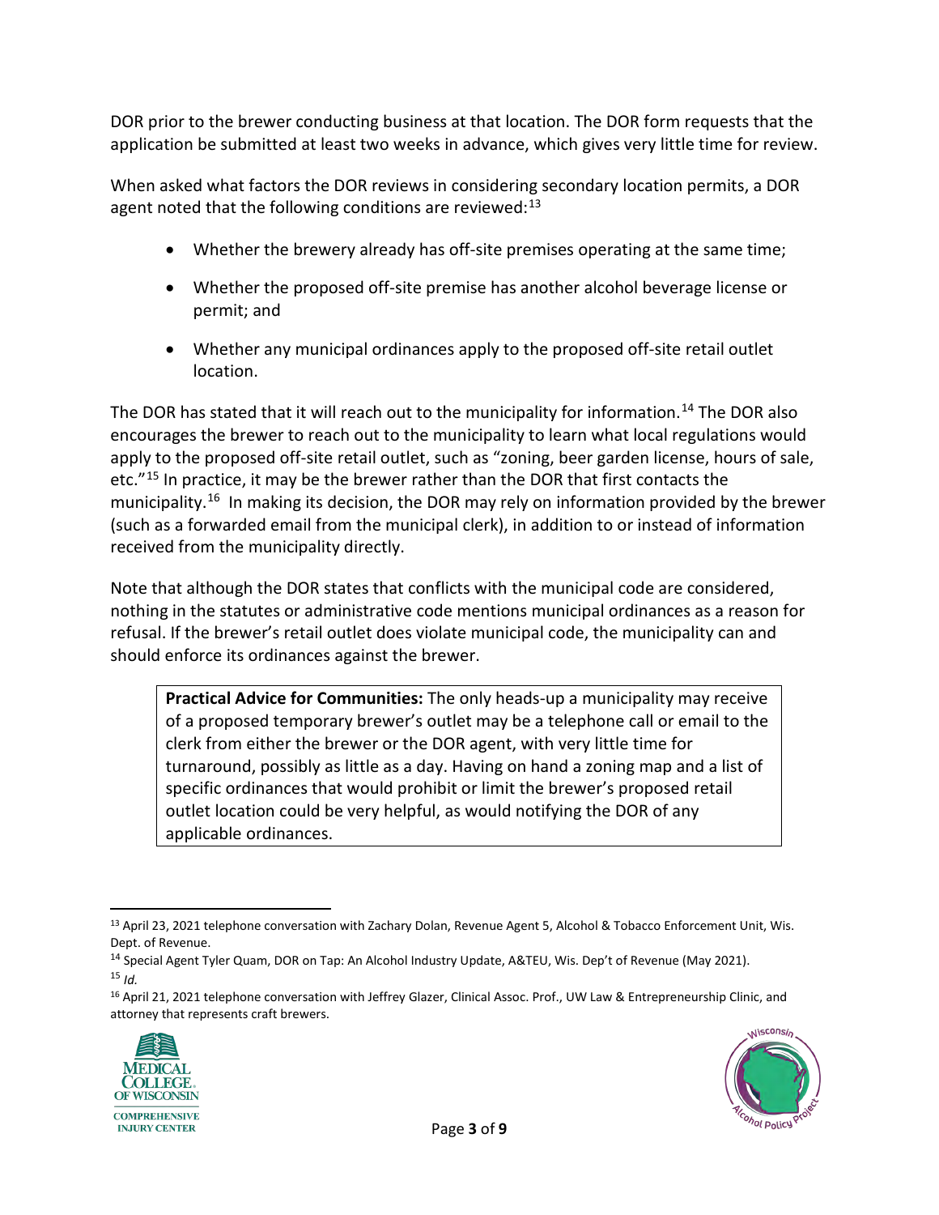DOR prior to the brewer conducting business at that location. The DOR form requests that the application be submitted at least two weeks in advance, which gives very little time for review.

When asked what factors the DOR reviews in considering secondary location permits, a DOR agent noted that the following conditions are reviewed:[13]

- Whether the brewery already has off-site premises operating at the same time;
- Whether the proposed off-site premise has another alcohol beverage license or permit; and
- Whether any municipal ordinances apply to the proposed off-site retail outlet location.

The DOR has stated that it will reach out to the municipality for information.[14] The DOR also encourages the brewer to reach out to the municipality to learn what local regulations would apply to the proposed off-site retail outlet, such as "zoning, beer garden license, hours of sale, etc."[15] In practice, it may be the brewer rather than the DOR that first contacts the municipality.[16] In making its decision, the DOR may rely on information provided by the brewer (such as a forwarded email from the municipal clerk), in addition to or instead of information received from the municipality directly.

Note that although the DOR states that conflicts with the municipal code are considered, nothing in the statutes or administrative code mentions municipal ordinances as a reason for refusal. If the brewer's retail outlet does violate municipal code, the municipality can and should enforce its ordinances against the brewer.

> **Practical Advice for Communities:** The only heads-up a municipality may receive of a proposed temporary brewer's outlet may be a telephone call or email to the clerk from either the brewer or the DOR agent, with very little time for turnaround, possibly as little as a day. Having on hand a zoning map and a list of specific ordinances that would prohibit or limit the brewer's proposed retail outlet location could be very helpful, as would notifying the DOR of any applicable ordinances.

---

[13] April 23, 2021 telephone conversation with Zachary Dolan, Revenue Agent 5, Alcohol & Tobacco Enforcement Unit, Wis. Dept. of Revenue.

[14] Special Agent Tyler Quam, DOR on Tap: An Alcohol Industry Update, A&TEU, Wis. Dep't of Revenue (May 2021).

[15] *Id.*

[16] April 21, 2021 telephone conversation with Jeffrey Glazer, Clinical Assoc. Prof., UW Law & Entrepreneurship Clinic, and attorney that represents craft brewers.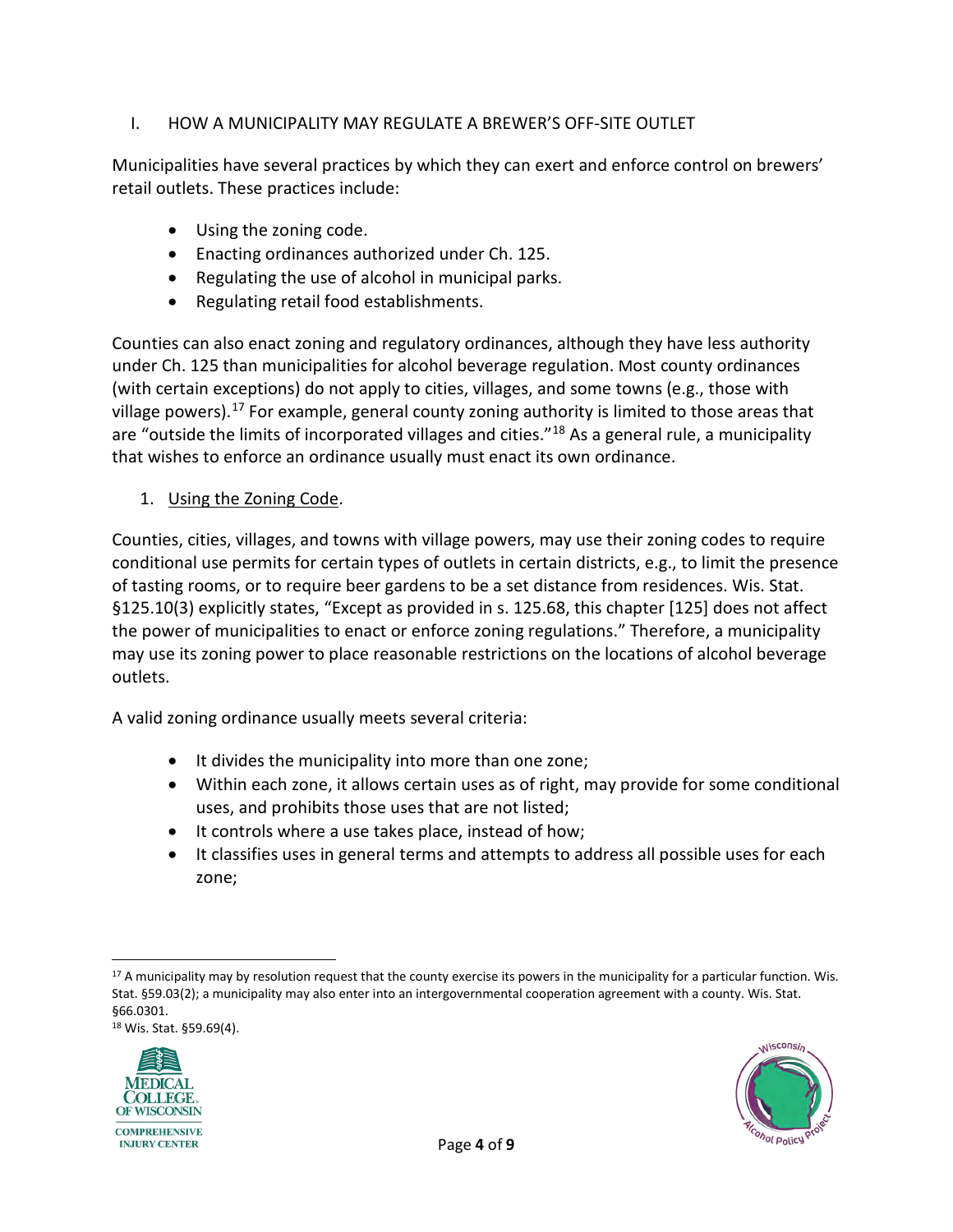## I. HOW A MUNICIPALITY MAY REGULATE A BREWER'S OFF-SITE OUTLET

Municipalities have several practices by which they can exert and enforce control on brewers' retail outlets. These practices include:

- Using the zoning code.
- Enacting ordinances authorized under Ch. 125.
- Regulating the use of alcohol in municipal parks.
- Regulating retail food establishments.

Counties can also enact zoning and regulatory ordinances, although they have less authority under Ch. 125 than municipalities for alcohol beverage regulation. Most county ordinances (with certain exceptions) do not apply to cities, villages, and some towns (e.g., those with village powers).[17] For example, general county zoning authority is limited to those areas that are "outside the limits of incorporated villages and cities."[18] As a general rule, a municipality that wishes to enforce an ordinance usually must enact its own ordinance.

### 1. Using the Zoning Code.

Counties, cities, villages, and towns with village powers, may use their zoning codes to require conditional use permits for certain types of outlets in certain districts, e.g., to limit the presence of tasting rooms, or to require beer gardens to be a set distance from residences. Wis. Stat. §125.10(3) explicitly states, "Except as provided in s. 125.68, this chapter [125] does not affect the power of municipalities to enact or enforce zoning regulations." Therefore, a municipality may use its zoning power to place reasonable restrictions on the locations of alcohol beverage outlets.

A valid zoning ordinance usually meets several criteria:

- It divides the municipality into more than one zone;
- Within each zone, it allows certain uses as of right, may provide for some conditional uses, and prohibits those uses that are not listed;
- It controls where a use takes place, instead of how;
- It classifies uses in general terms and attempts to address all possible uses for each zone;

---

[17] A municipality may by resolution request that the county exercise its powers in the municipality for a particular function. Wis. Stat. §59.03(2); a municipality may also enter into an intergovernmental cooperation agreement with a county. Wis. Stat. §66.0301.

[18] Wis. Stat. §59.69(4).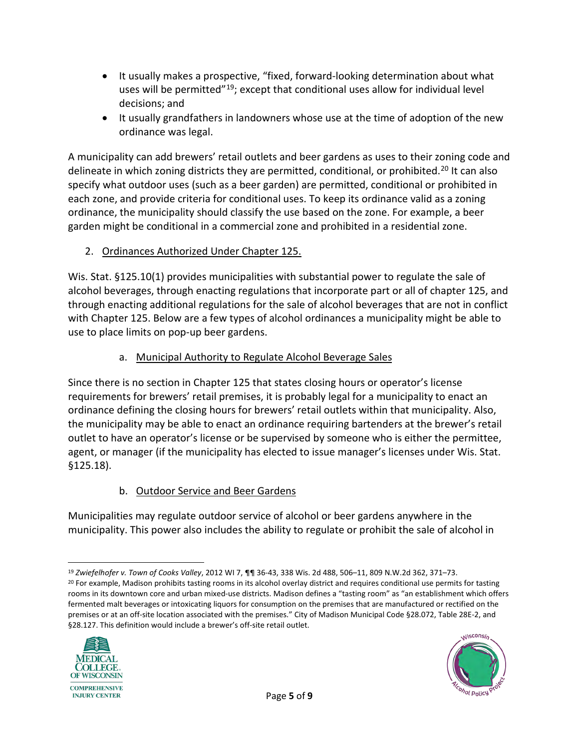- It usually makes a prospective, "fixed, forward-looking determination about what uses will be permitted"[19]; except that conditional uses allow for individual level decisions; and
- It usually grandfathers in landowners whose use at the time of adoption of the new ordinance was legal.

A municipality can add brewers' retail outlets and beer gardens as uses to their zoning code and delineate in which zoning districts they are permitted, conditional, or prohibited.[20] It can also specify what outdoor uses (such as a beer garden) are permitted, conditional or prohibited in each zone, and provide criteria for conditional uses. To keep its ordinance valid as a zoning ordinance, the municipality should classify the use based on the zone. For example, a beer garden might be conditional in a commercial zone and prohibited in a residential zone.

2. Ordinances Authorized Under Chapter 125.

Wis. Stat. §125.10(1) provides municipalities with substantial power to regulate the sale of alcohol beverages, through enacting regulations that incorporate part or all of chapter 125, and through enacting additional regulations for the sale of alcohol beverages that are not in conflict with Chapter 125. Below are a few types of alcohol ordinances a municipality might be able to use to place limits on pop-up beer gardens.

a. Municipal Authority to Regulate Alcohol Beverage Sales

Since there is no section in Chapter 125 that states closing hours or operator's license requirements for brewers' retail premises, it is probably legal for a municipality to enact an ordinance defining the closing hours for brewers' retail outlets within that municipality. Also, the municipality may be able to enact an ordinance requiring bartenders at the brewer's retail outlet to have an operator's license or be supervised by someone who is either the permittee, agent, or manager (if the municipality has elected to issue manager's licenses under Wis. Stat. §125.18).

b. Outdoor Service and Beer Gardens

Municipalities may regulate outdoor service of alcohol or beer gardens anywhere in the municipality. This power also includes the ability to regulate or prohibit the sale of alcohol in

---

[19] *Zwiefelhofer v. Town of Cooks Valley*, 2012 WI 7, ¶¶ 36-43, 338 Wis. 2d 488, 506–11, 809 N.W.2d 362, 371–73.

[20] For example, Madison prohibits tasting rooms in its alcohol overlay district and requires conditional use permits for tasting rooms in its downtown core and urban mixed-use districts. Madison defines a "tasting room" as "an establishment which offers fermented malt beverages or intoxicating liquors for consumption on the premises that are manufactured or rectified on the premises or at an off-site location associated with the premises." City of Madison Municipal Code §28.072, Table 28E-2, and §28.127. This definition would include a brewer's off-site retail outlet.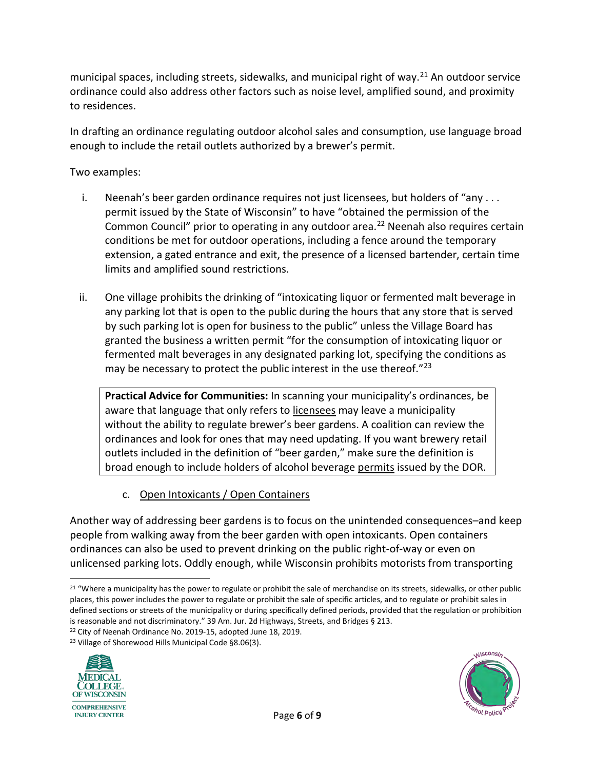municipal spaces, including streets, sidewalks, and municipal right of way.[21] An outdoor service ordinance could also address other factors such as noise level, amplified sound, and proximity to residences.

In drafting an ordinance regulating outdoor alcohol sales and consumption, use language broad enough to include the retail outlets authorized by a brewer's permit.

Two examples:

i. Neenah's beer garden ordinance requires not just licensees, but holders of "any . . . permit issued by the State of Wisconsin" to have "obtained the permission of the Common Council" prior to operating in any outdoor area.[22] Neenah also requires certain conditions be met for outdoor operations, including a fence around the temporary extension, a gated entrance and exit, the presence of a licensed bartender, certain time limits and amplified sound restrictions.

ii. One village prohibits the drinking of "intoxicating liquor or fermented malt beverage in any parking lot that is open to the public during the hours that any store that is served by such parking lot is open for business to the public" unless the Village Board has granted the business a written permit "for the consumption of intoxicating liquor or fermented malt beverages in any designated parking lot, specifying the conditions as may be necessary to protect the public interest in the use thereof."[23]

> **Practical Advice for Communities:** In scanning your municipality's ordinances, be aware that language that only refers to <u>licensees</u> may leave a municipality without the ability to regulate brewer's beer gardens. A coalition can review the ordinances and look for ones that may need updating. If you want brewery retail outlets included in the definition of "beer garden," make sure the definition is broad enough to include holders of alcohol beverage <u>permits</u> issued by the DOR.

### c. <u>Open Intoxicants / Open Containers</u>

Another way of addressing beer gardens is to focus on the unintended consequences–and keep people from walking away from the beer garden with open intoxicants. Open containers ordinances can also be used to prevent drinking on the public right-of-way or even on unlicensed parking lots. Oddly enough, while Wisconsin prohibits motorists from transporting

---

[21] "Where a municipality has the power to regulate or prohibit the sale of merchandise on its streets, sidewalks, or other public places, this power includes the power to regulate or prohibit the sale of specific articles, and to regulate or prohibit sales in defined sections or streets of the municipality or during specifically defined periods, provided that the regulation or prohibition is reasonable and not discriminatory." 39 Am. Jur. 2d Highways, Streets, and Bridges § 213.

[22] City of Neenah Ordinance No. 2019-15, adopted June 18, 2019.

[23] Village of Shorewood Hills Municipal Code §8.06(3).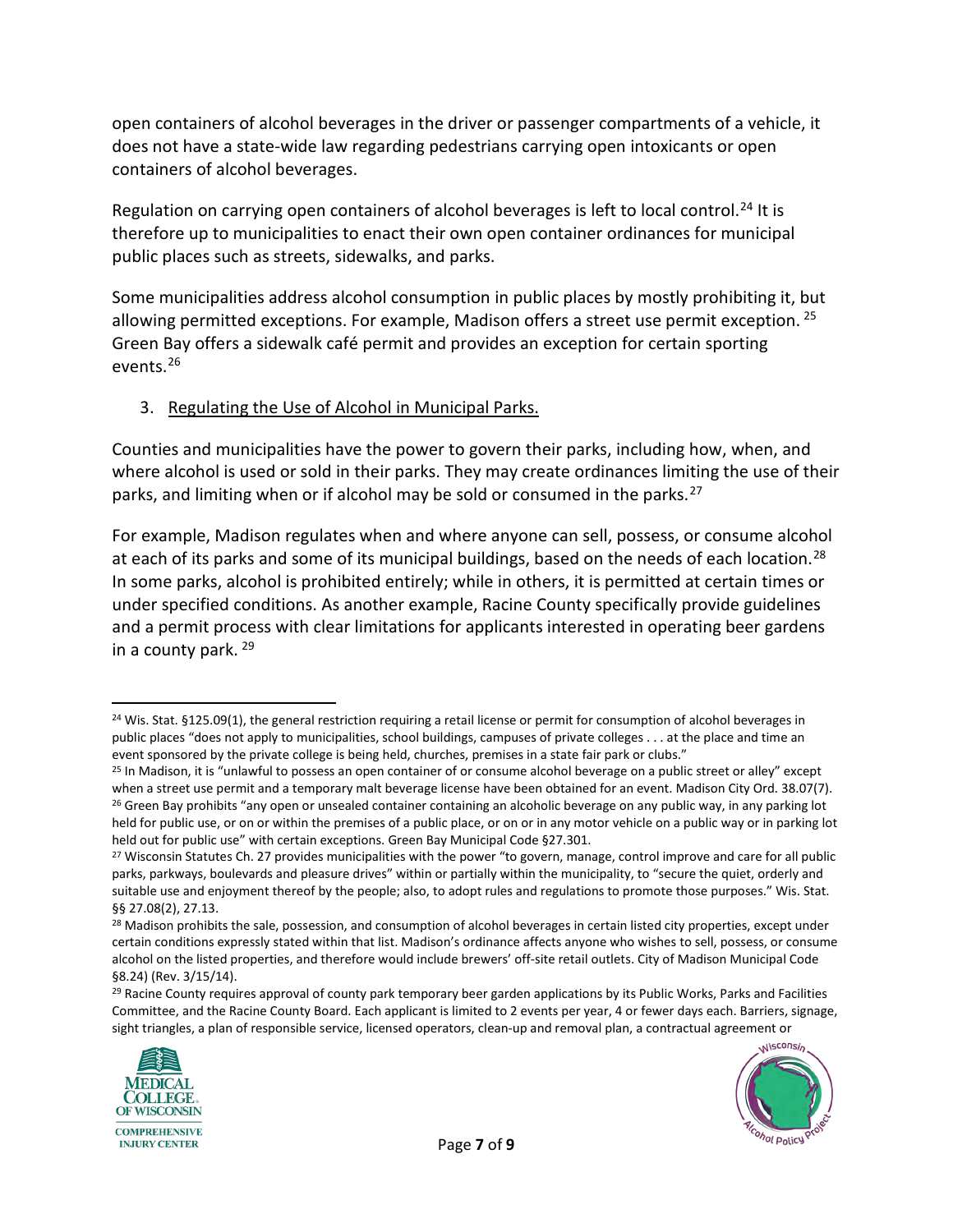open containers of alcohol beverages in the driver or passenger compartments of a vehicle, it does not have a state-wide law regarding pedestrians carrying open intoxicants or open containers of alcohol beverages.

Regulation on carrying open containers of alcohol beverages is left to local control.[24] It is therefore up to municipalities to enact their own open container ordinances for municipal public places such as streets, sidewalks, and parks.

Some municipalities address alcohol consumption in public places by mostly prohibiting it, but allowing permitted exceptions. For example, Madison offers a street use permit exception.[25] Green Bay offers a sidewalk café permit and provides an exception for certain sporting events.[26]

3. Regulating the Use of Alcohol in Municipal Parks.

Counties and municipalities have the power to govern their parks, including how, when, and where alcohol is used or sold in their parks. They may create ordinances limiting the use of their parks, and limiting when or if alcohol may be sold or consumed in the parks.[27]

For example, Madison regulates when and where anyone can sell, possess, or consume alcohol at each of its parks and some of its municipal buildings, based on the needs of each location.[28] In some parks, alcohol is prohibited entirely; while in others, it is permitted at certain times or under specified conditions. As another example, Racine County specifically provide guidelines and a permit process with clear limitations for applicants interested in operating beer gardens in a county park.[29]

---

[24] Wis. Stat. §125.09(1), the general restriction requiring a retail license or permit for consumption of alcohol beverages in public places "does not apply to municipalities, school buildings, campuses of private colleges . . . at the place and time an event sponsored by the private college is being held, churches, premises in a state fair park or clubs."

[25] In Madison, it is "unlawful to possess an open container of or consume alcohol beverage on a public street or alley" except when a street use permit and a temporary malt beverage license have been obtained for an event. Madison City Ord. 38.07(7).

[26] Green Bay prohibits "any open or unsealed container containing an alcoholic beverage on any public way, in any parking lot held for public use, or on or within the premises of a public place, or on or in any motor vehicle on a public way or in parking lot held out for public use" with certain exceptions. Green Bay Municipal Code §27.301.

[27] Wisconsin Statutes Ch. 27 provides municipalities with the power "to govern, manage, control improve and care for all public parks, parkways, boulevards and pleasure drives" within or partially within the municipality, to "secure the quiet, orderly and suitable use and enjoyment thereof by the people; also, to adopt rules and regulations to promote those purposes." Wis. Stat. §§ 27.08(2), 27.13.

[28] Madison prohibits the sale, possession, and consumption of alcohol beverages in certain listed city properties, except under certain conditions expressly stated within that list. Madison's ordinance affects anyone who wishes to sell, possess, or consume alcohol on the listed properties, and therefore would include brewers' off-site retail outlets. City of Madison Municipal Code §8.24) (Rev. 3/15/14).

[29] Racine County requires approval of county park temporary beer garden applications by its Public Works, Parks and Facilities Committee, and the Racine County Board. Each applicant is limited to 2 events per year, 4 or fewer days each. Barriers, signage, sight triangles, a plan of responsible service, licensed operators, clean-up and removal plan, a contractual agreement or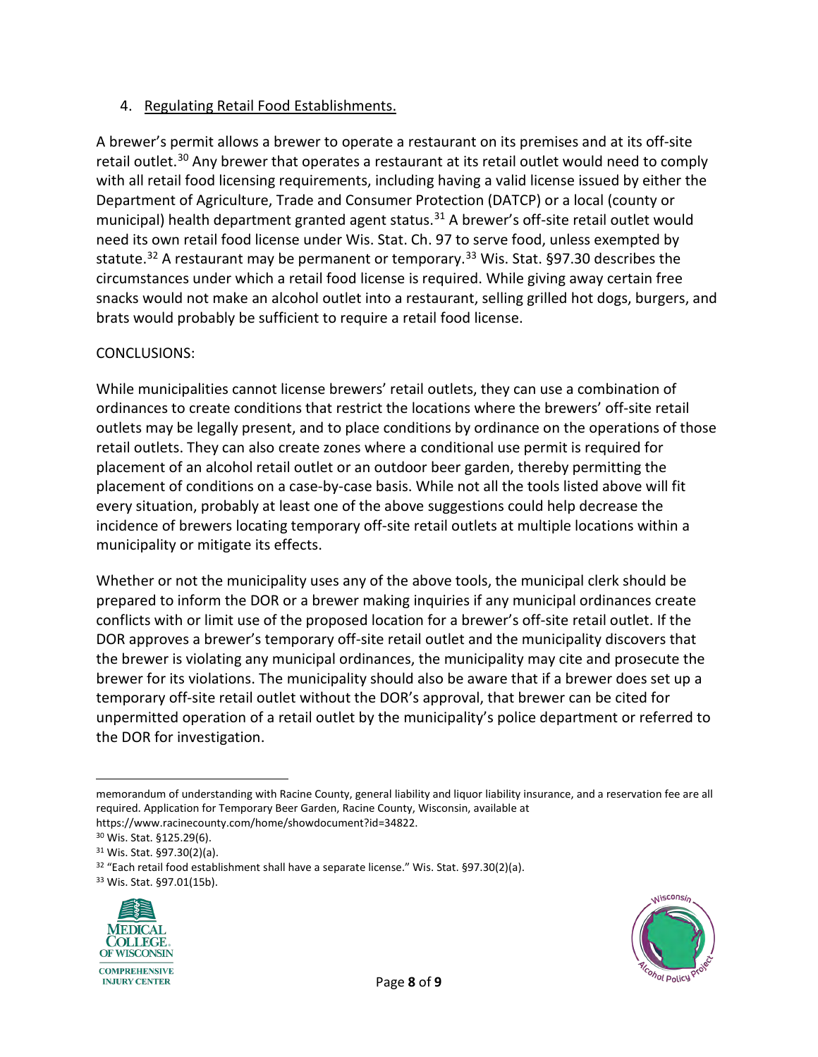4. Regulating Retail Food Establishments.

A brewer's permit allows a brewer to operate a restaurant on its premises and at its off-site retail outlet.[30] Any brewer that operates a restaurant at its retail outlet would need to comply with all retail food licensing requirements, including having a valid license issued by either the Department of Agriculture, Trade and Consumer Protection (DATCP) or a local (county or municipal) health department granted agent status.[31] A brewer's off-site retail outlet would need its own retail food license under Wis. Stat. Ch. 97 to serve food, unless exempted by statute.[32] A restaurant may be permanent or temporary.[33] Wis. Stat. §97.30 describes the circumstances under which a retail food license is required. While giving away certain free snacks would not make an alcohol outlet into a restaurant, selling grilled hot dogs, burgers, and brats would probably be sufficient to require a retail food license.

CONCLUSIONS:

While municipalities cannot license brewers' retail outlets, they can use a combination of ordinances to create conditions that restrict the locations where the brewers' off-site retail outlets may be legally present, and to place conditions by ordinance on the operations of those retail outlets. They can also create zones where a conditional use permit is required for placement of an alcohol retail outlet or an outdoor beer garden, thereby permitting the placement of conditions on a case-by-case basis. While not all the tools listed above will fit every situation, probably at least one of the above suggestions could help decrease the incidence of brewers locating temporary off-site retail outlets at multiple locations within a municipality or mitigate its effects.

Whether or not the municipality uses any of the above tools, the municipal clerk should be prepared to inform the DOR or a brewer making inquiries if any municipal ordinances create conflicts with or limit use of the proposed location for a brewer's off-site retail outlet. If the DOR approves a brewer's temporary off-site retail outlet and the municipality discovers that the brewer is violating any municipal ordinances, the municipality may cite and prosecute the brewer for its violations. The municipality should also be aware that if a brewer does set up a temporary off-site retail outlet without the DOR's approval, that brewer can be cited for unpermitted operation of a retail outlet by the municipality's police department or referred to the DOR for investigation.

---

memorandum of understanding with Racine County, general liability and liquor liability insurance, and a reservation fee are all required. Application for Temporary Beer Garden, Racine County, Wisconsin, available at https://www.racinecounty.com/home/showdocument?id=34822.

[30] Wis. Stat. §125.29(6).

[31] Wis. Stat. §97.30(2)(a).

[32] "Each retail food establishment shall have a separate license." Wis. Stat. §97.30(2)(a).

[33] Wis. Stat. §97.01(15b).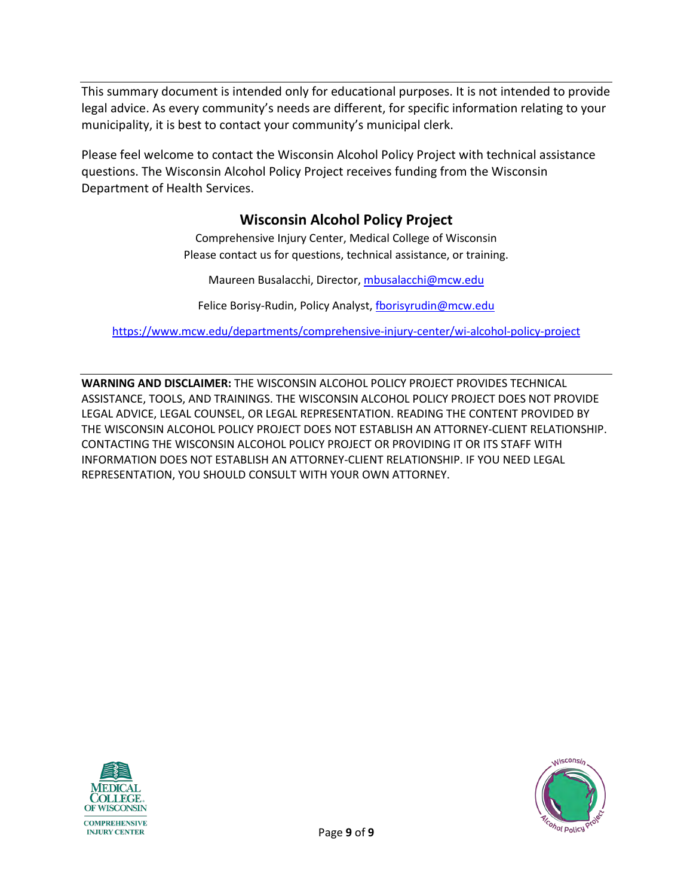This summary document is intended only for educational purposes. It is not intended to provide legal advice. As every community's needs are different, for specific information relating to your municipality, it is best to contact your community's municipal clerk.

Please feel welcome to contact the Wisconsin Alcohol Policy Project with technical assistance questions. The Wisconsin Alcohol Policy Project receives funding from the Wisconsin Department of Health Services.

## Wisconsin Alcohol Policy Project

Comprehensive Injury Center, Medical College of Wisconsin
Please contact us for questions, technical assistance, or training.

Maureen Busalacchi, Director, mbusalacchi@mcw.edu

Felice Borisy-Rudin, Policy Analyst, fborisyrudin@mcw.edu

https://www.mcw.edu/departments/comprehensive-injury-center/wi-alcohol-policy-project

---

**WARNING AND DISCLAIMER:** THE WISCONSIN ALCOHOL POLICY PROJECT PROVIDES TECHNICAL ASSISTANCE, TOOLS, AND TRAININGS. THE WISCONSIN ALCOHOL POLICY PROJECT DOES NOT PROVIDE LEGAL ADVICE, LEGAL COUNSEL, OR LEGAL REPRESENTATION. READING THE CONTENT PROVIDED BY THE WISCONSIN ALCOHOL POLICY PROJECT DOES NOT ESTABLISH AN ATTORNEY-CLIENT RELATIONSHIP. CONTACTING THE WISCONSIN ALCOHOL POLICY PROJECT OR PROVIDING IT OR ITS STAFF WITH INFORMATION DOES NOT ESTABLISH AN ATTORNEY-CLIENT RELATIONSHIP. IF YOU NEED LEGAL REPRESENTATION, YOU SHOULD CONSULT WITH YOUR OWN ATTORNEY.